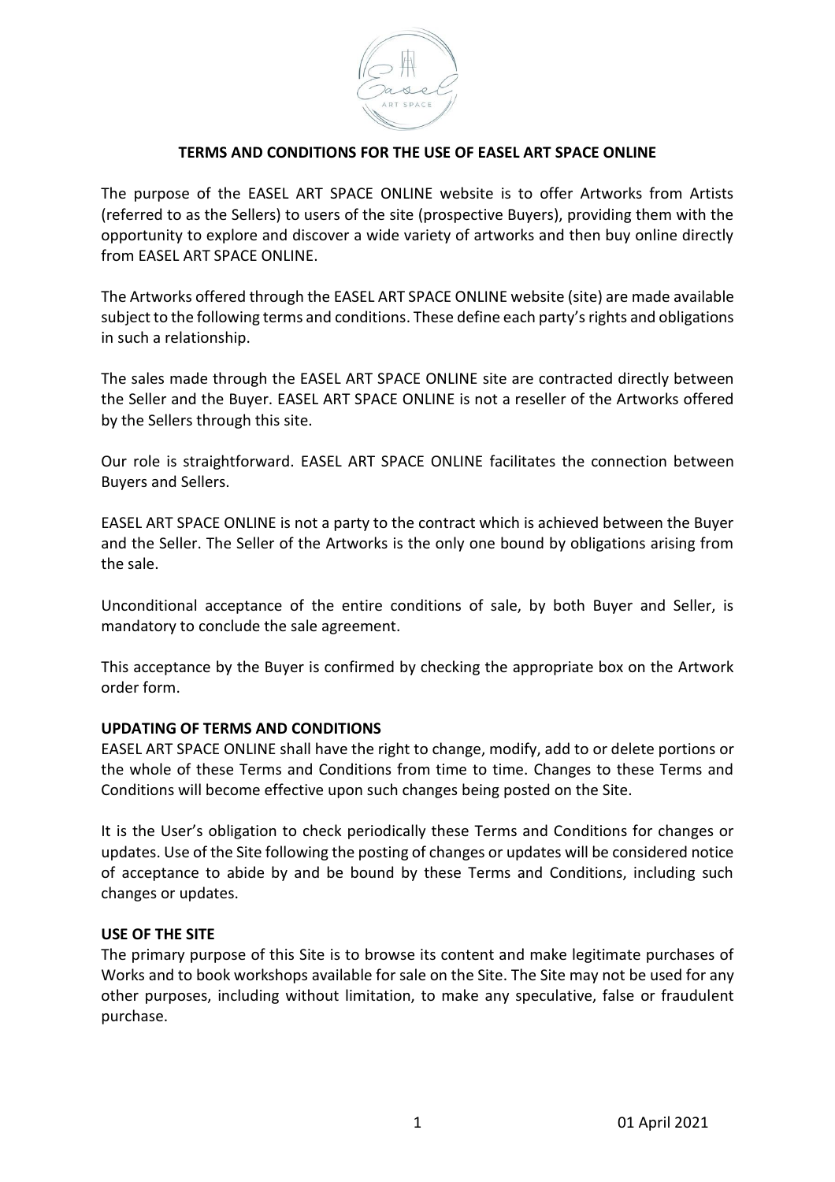# TERMS AND CONDITIONS FOR THE USE OF EASEL ART SPACE ONLINE

The purpose of the EASEL ART SPACE ONLINE website is to offer Artworks from Artists (referred to as the Sellers) to users of the site (prospective Buyers), providing them with the opportunity to explore and discover a wide variety of artworks and then buy online directly from EASEL ART SPACE ONLINE.

The Artworks offered through the EASEL ART SPACE ONLINE website (site) are made available subject to the following terms and conditions. These define each party's rights and obligations in such a relationship.

The sales made through the EASEL ART SPACE ONLINE site are contracted directly between the Seller and the Buyer. EASEL ART SPACE ONLINE is not a reseller of the Artworks offered by the Sellers through this site.

Our role is straightforward. EASEL ART SPACE ONLINE facilitates the connection between Buyers and Sellers.

EASEL ART SPACE ONLINE is not a party to the contract which is achieved between the Buyer and the Seller. The Seller of the Artworks is the only one bound by obligations arising from the sale.

Unconditional acceptance of the entire conditions of sale, by both Buyer and Seller, is mandatory to conclude the sale agreement.

This acceptance by the Buyer is confirmed by checking the appropriate box on the Artwork order form.

## UPDATING OF TERMS AND CONDITIONS

EASEL ART SPACE ONLINE shall have the right to change, modify, add to or delete portions or the whole of these Terms and Conditions from time to time. Changes to these Terms and Conditions will become effective upon such changes being posted on the Site.

It is the User's obligation to check periodically these Terms and Conditions for changes or updates. Use of the Site following the posting of changes or updates will be considered notice of acceptance to abide by and be bound by these Terms and Conditions, including such changes or updates.

## USE OF THE SITE

The primary purpose of this Site is to browse its content and make legitimate purchases of Works and to book workshops available for sale on the Site. The Site may not be used for any other purposes, including without limitation, to make any speculative, false or fraudulent purchase.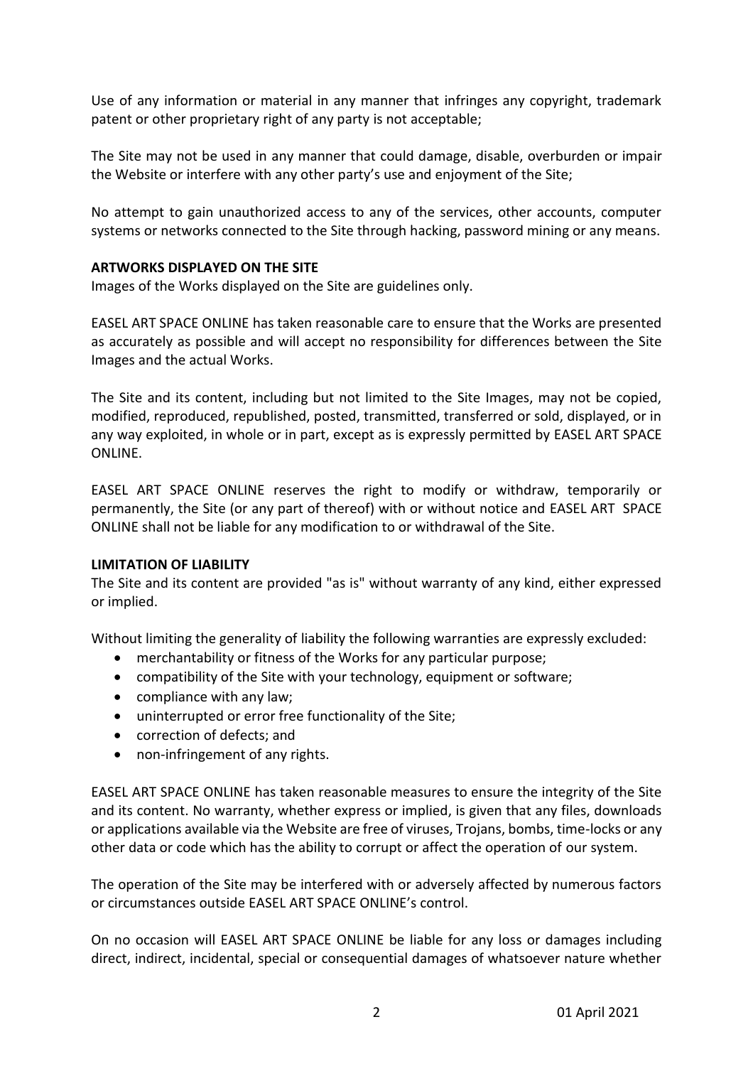Use of any information or material in any manner that infringes any copyright, trademark patent or other proprietary right of any party is not acceptable;

The Site may not be used in any manner that could damage, disable, overburden or impair the Website or interfere with any other party's use and enjoyment of the Site;

No attempt to gain unauthorized access to any of the services, other accounts, computer systems or networks connected to the Site through hacking, password mining or any means.

**ARTWORKS DISPLAYED ON THE SITE**

Images of the Works displayed on the Site are guidelines only.

EASEL ART SPACE ONLINE has taken reasonable care to ensure that the Works are presented as accurately as possible and will accept no responsibility for differences between the Site Images and the actual Works.

The Site and its content, including but not limited to the Site Images, may not be copied, modified, reproduced, republished, posted, transmitted, transferred or sold, displayed, or in any way exploited, in whole or in part, except as is expressly permitted by EASEL ART SPACE ONLINE.

EASEL ART SPACE ONLINE reserves the right to modify or withdraw, temporarily or permanently, the Site (or any part of thereof) with or without notice and EASEL ART SPACE ONLINE shall not be liable for any modification to or withdrawal of the Site.

**LIMITATION OF LIABILITY**

The Site and its content are provided "as is" without warranty of any kind, either expressed or implied.

Without limiting the generality of liability the following warranties are expressly excluded:

- merchantability or fitness of the Works for any particular purpose;
- compatibility of the Site with your technology, equipment or software;
- compliance with any law;
- uninterrupted or error free functionality of the Site;
- correction of defects; and
- non-infringement of any rights.

EASEL ART SPACE ONLINE has taken reasonable measures to ensure the integrity of the Site and its content. No warranty, whether express or implied, is given that any files, downloads or applications available via the Website are free of viruses, Trojans, bombs, time-locks or any other data or code which has the ability to corrupt or affect the operation of our system.

The operation of the Site may be interfered with or adversely affected by numerous factors or circumstances outside EASEL ART SPACE ONLINE's control.

On no occasion will EASEL ART SPACE ONLINE be liable for any loss or damages including direct, indirect, incidental, special or consequential damages of whatsoever nature whether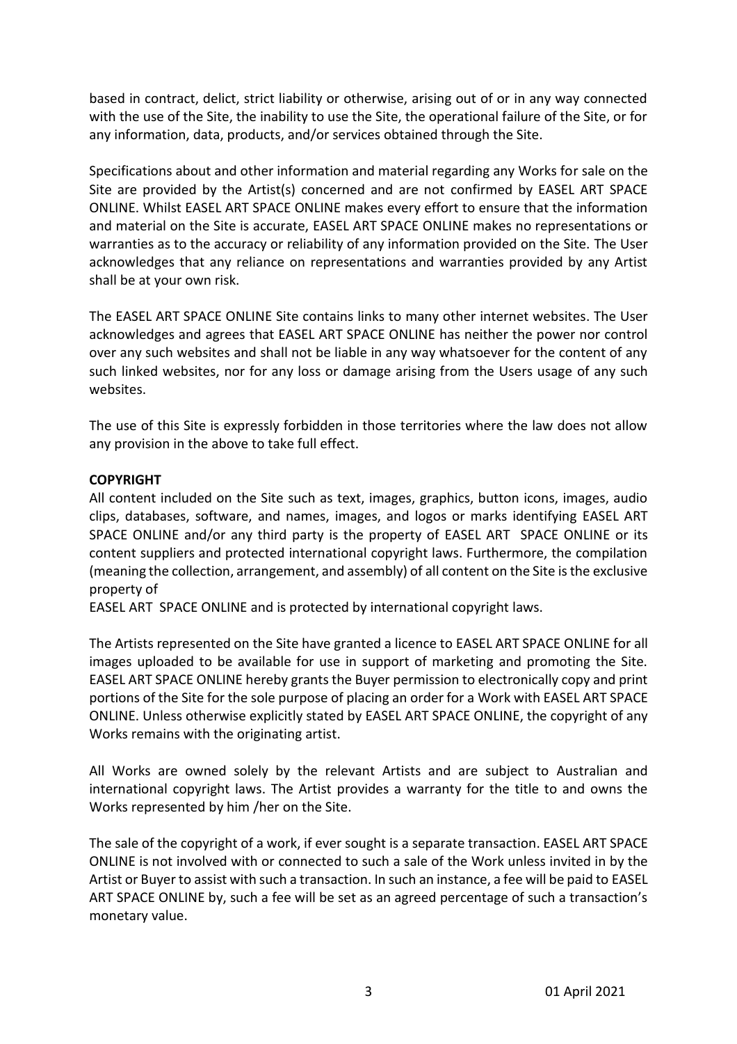based in contract, delict, strict liability or otherwise, arising out of or in any way connected with the use of the Site, the inability to use the Site, the operational failure of the Site, or for any information, data, products, and/or services obtained through the Site.

Specifications about and other information and material regarding any Works for sale on the Site are provided by the Artist(s) concerned and are not confirmed by EASEL ART SPACE ONLINE. Whilst EASEL ART SPACE ONLINE makes every effort to ensure that the information and material on the Site is accurate, EASEL ART SPACE ONLINE makes no representations or warranties as to the accuracy or reliability of any information provided on the Site. The User acknowledges that any reliance on representations and warranties provided by any Artist shall be at your own risk.

The EASEL ART SPACE ONLINE Site contains links to many other internet websites. The User acknowledges and agrees that EASEL ART SPACE ONLINE has neither the power nor control over any such websites and shall not be liable in any way whatsoever for the content of any such linked websites, nor for any loss or damage arising from the Users usage of any such websites.

The use of this Site is expressly forbidden in those territories where the law does not allow any provision in the above to take full effect.

**COPYRIGHT**

All content included on the Site such as text, images, graphics, button icons, images, audio clips, databases, software, and names, images, and logos or marks identifying EASEL ART SPACE ONLINE and/or any third party is the property of EASEL ART SPACE ONLINE or its content suppliers and protected international copyright laws. Furthermore, the compilation (meaning the collection, arrangement, and assembly) of all content on the Site is the exclusive property of
EASEL ART SPACE ONLINE and is protected by international copyright laws.

The Artists represented on the Site have granted a licence to EASEL ART SPACE ONLINE for all images uploaded to be available for use in support of marketing and promoting the Site. EASEL ART SPACE ONLINE hereby grants the Buyer permission to electronically copy and print portions of the Site for the sole purpose of placing an order for a Work with EASEL ART SPACE ONLINE. Unless otherwise explicitly stated by EASEL ART SPACE ONLINE, the copyright of any Works remains with the originating artist.

All Works are owned solely by the relevant Artists and are subject to Australian and international copyright laws. The Artist provides a warranty for the title to and owns the Works represented by him /her on the Site.

The sale of the copyright of a work, if ever sought is a separate transaction. EASEL ART SPACE ONLINE is not involved with or connected to such a sale of the Work unless invited in by the Artist or Buyer to assist with such a transaction. In such an instance, a fee will be paid to EASEL ART SPACE ONLINE by, such a fee will be set as an agreed percentage of such a transaction's monetary value.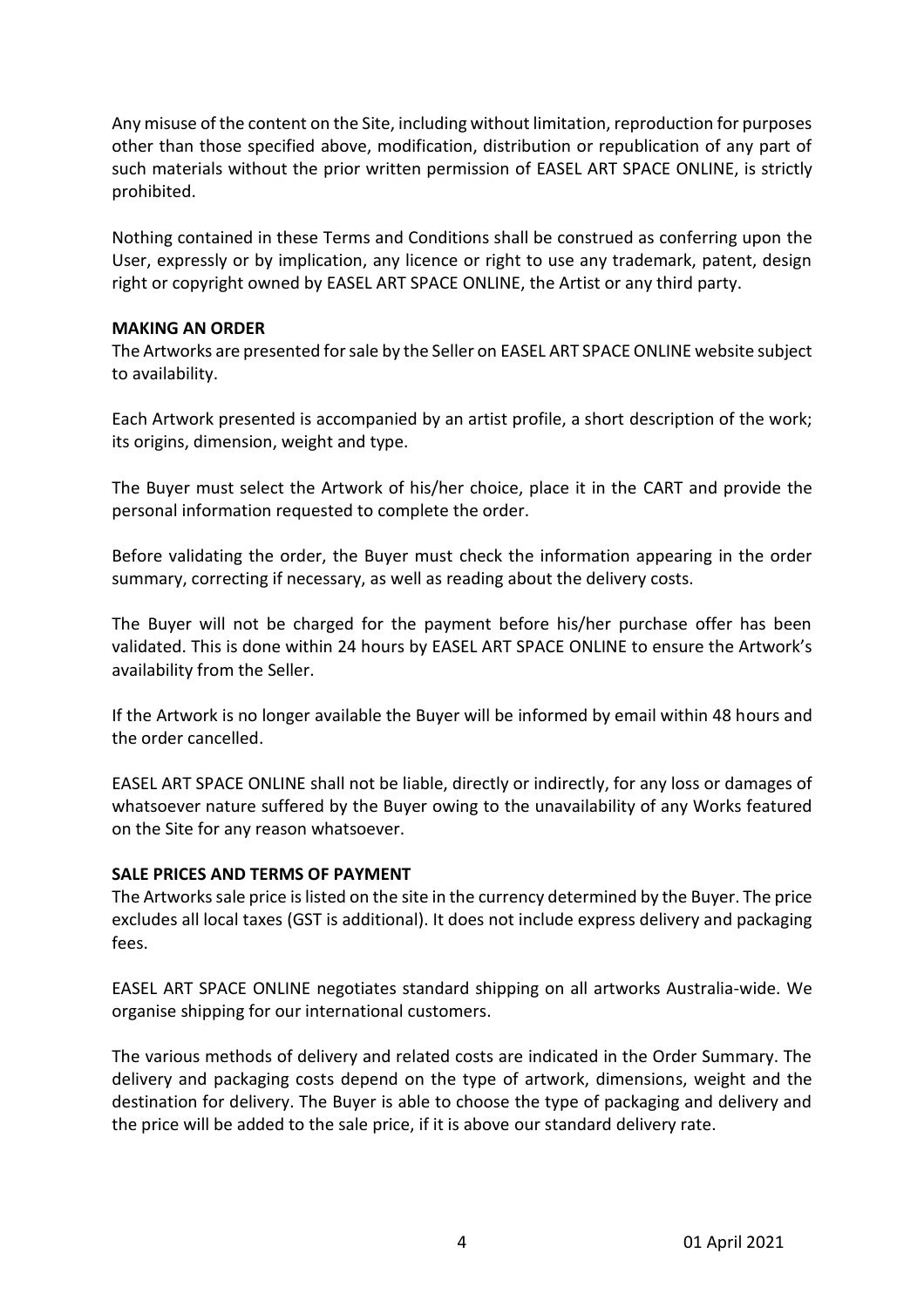Any misuse of the content on the Site, including without limitation, reproduction for purposes other than those specified above, modification, distribution or republication of any part of such materials without the prior written permission of EASEL ART SPACE ONLINE, is strictly prohibited.

Nothing contained in these Terms and Conditions shall be construed as conferring upon the User, expressly or by implication, any licence or right to use any trademark, patent, design right or copyright owned by EASEL ART SPACE ONLINE, the Artist or any third party.

**MAKING AN ORDER**

The Artworks are presented for sale by the Seller on EASEL ART SPACE ONLINE website subject to availability.

Each Artwork presented is accompanied by an artist profile, a short description of the work; its origins, dimension, weight and type.

The Buyer must select the Artwork of his/her choice, place it in the CART and provide the personal information requested to complete the order.

Before validating the order, the Buyer must check the information appearing in the order summary, correcting if necessary, as well as reading about the delivery costs.

The Buyer will not be charged for the payment before his/her purchase offer has been validated. This is done within 24 hours by EASEL ART SPACE ONLINE to ensure the Artwork's availability from the Seller.

If the Artwork is no longer available the Buyer will be informed by email within 48 hours and the order cancelled.

EASEL ART SPACE ONLINE shall not be liable, directly or indirectly, for any loss or damages of whatsoever nature suffered by the Buyer owing to the unavailability of any Works featured on the Site for any reason whatsoever.

**SALE PRICES AND TERMS OF PAYMENT**

The Artworks sale price is listed on the site in the currency determined by the Buyer. The price excludes all local taxes (GST is additional). It does not include express delivery and packaging fees.

EASEL ART SPACE ONLINE negotiates standard shipping on all artworks Australia-wide. We organise shipping for our international customers.

The various methods of delivery and related costs are indicated in the Order Summary. The delivery and packaging costs depend on the type of artwork, dimensions, weight and the destination for delivery. The Buyer is able to choose the type of packaging and delivery and the price will be added to the sale price, if it is above our standard delivery rate.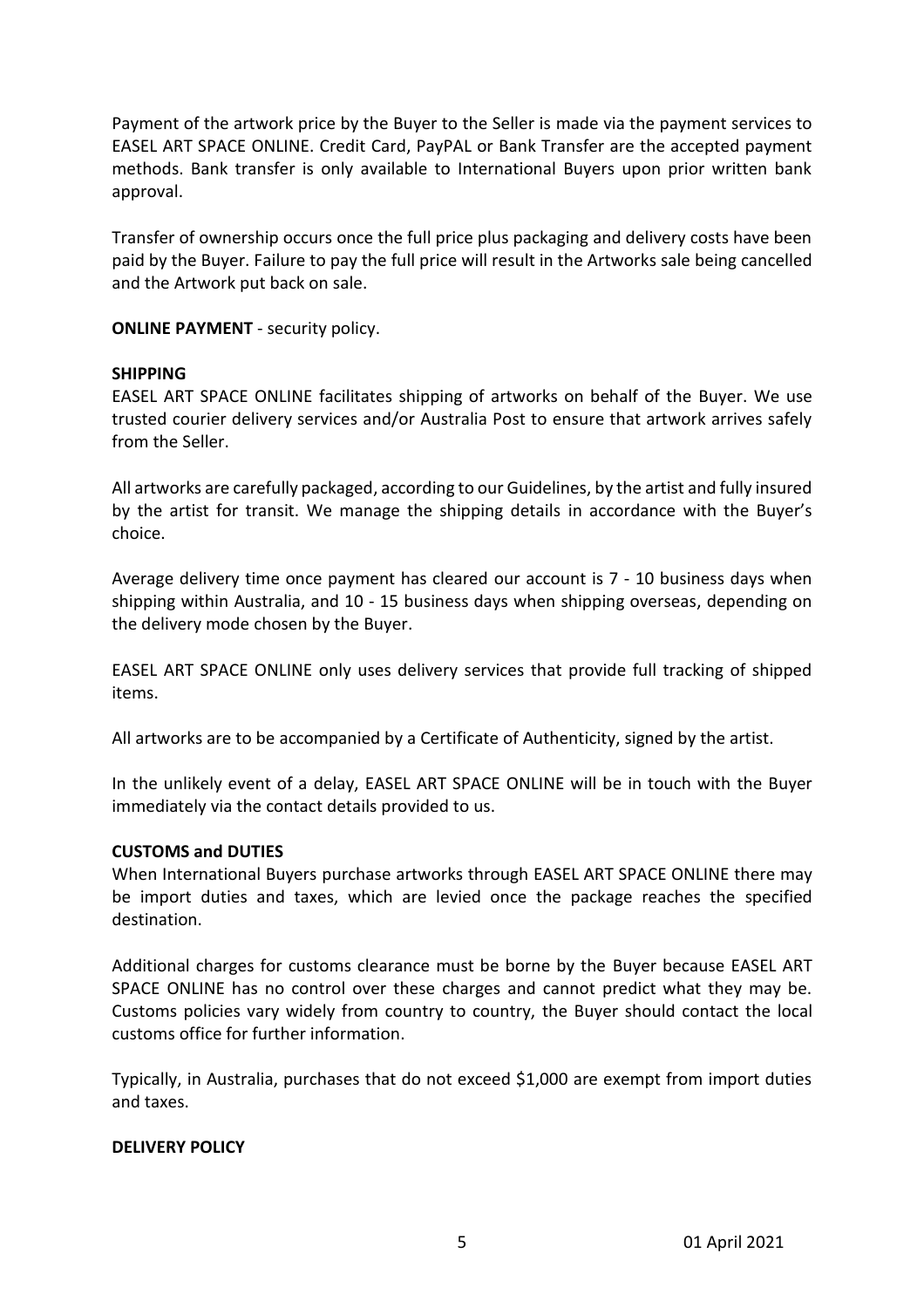Payment of the artwork price by the Buyer to the Seller is made via the payment services to EASEL ART SPACE ONLINE. Credit Card, PayPAL or Bank Transfer are the accepted payment methods. Bank transfer is only available to International Buyers upon prior written bank approval.

Transfer of ownership occurs once the full price plus packaging and delivery costs have been paid by the Buyer. Failure to pay the full price will result in the Artworks sale being cancelled and the Artwork put back on sale.

**ONLINE PAYMENT** - security policy.

**SHIPPING**

EASEL ART SPACE ONLINE facilitates shipping of artworks on behalf of the Buyer. We use trusted courier delivery services and/or Australia Post to ensure that artwork arrives safely from the Seller.

All artworks are carefully packaged, according to our Guidelines, by the artist and fully insured by the artist for transit. We manage the shipping details in accordance with the Buyer's choice.

Average delivery time once payment has cleared our account is 7 - 10 business days when shipping within Australia, and 10 - 15 business days when shipping overseas, depending on the delivery mode chosen by the Buyer.

EASEL ART SPACE ONLINE only uses delivery services that provide full tracking of shipped items.

All artworks are to be accompanied by a Certificate of Authenticity, signed by the artist.

In the unlikely event of a delay, EASEL ART SPACE ONLINE will be in touch with the Buyer immediately via the contact details provided to us.

**CUSTOMS and DUTIES**

When International Buyers purchase artworks through EASEL ART SPACE ONLINE there may be import duties and taxes, which are levied once the package reaches the specified destination.

Additional charges for customs clearance must be borne by the Buyer because EASEL ART SPACE ONLINE has no control over these charges and cannot predict what they may be. Customs policies vary widely from country to country, the Buyer should contact the local customs office for further information.

Typically, in Australia, purchases that do not exceed $1,000 are exempt from import duties and taxes.

**DELIVERY POLICY**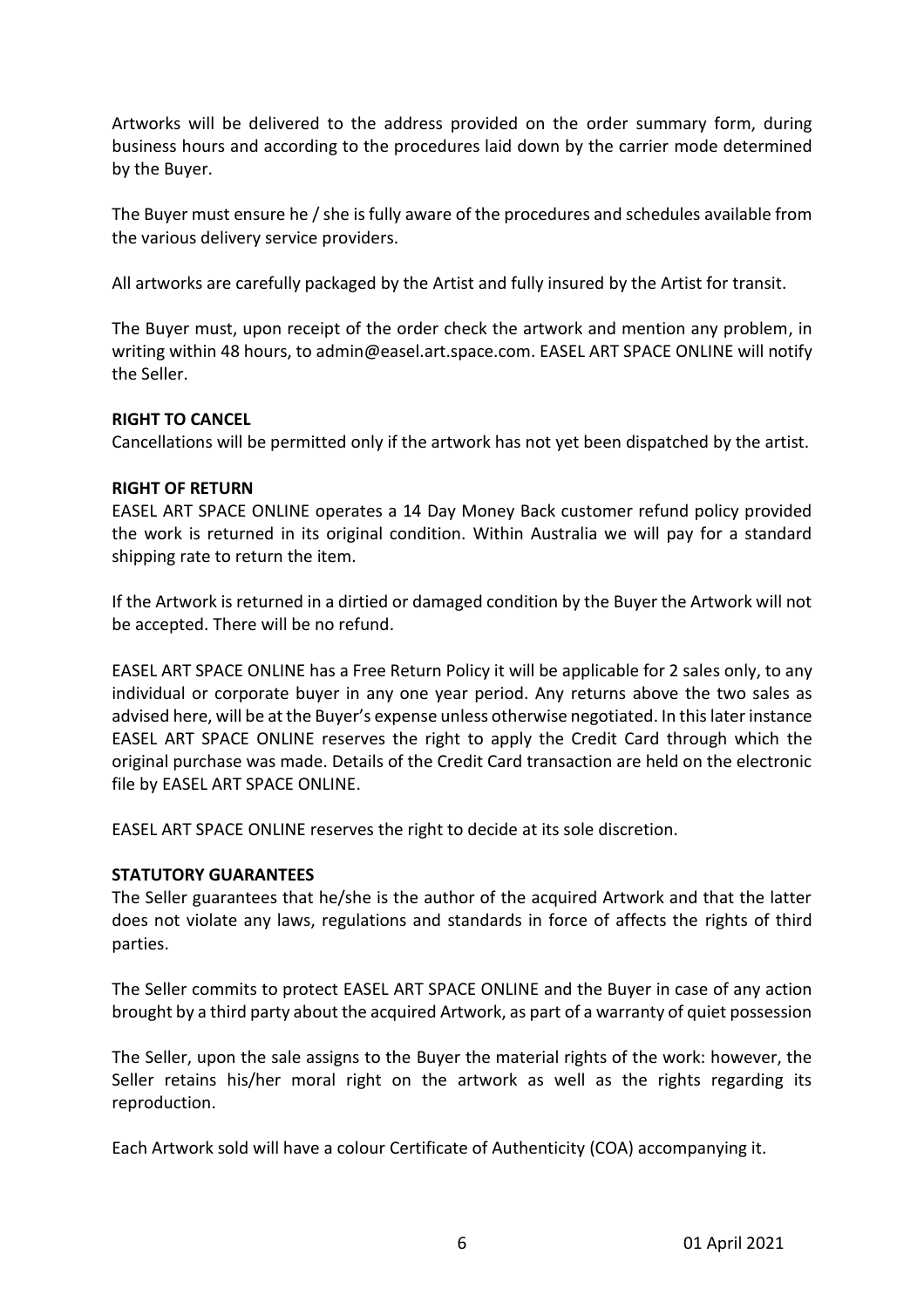Artworks will be delivered to the address provided on the order summary form, during business hours and according to the procedures laid down by the carrier mode determined by the Buyer.

The Buyer must ensure he / she is fully aware of the procedures and schedules available from the various delivery service providers.

All artworks are carefully packaged by the Artist and fully insured by the Artist for transit.

The Buyer must, upon receipt of the order check the artwork and mention any problem, in writing within 48 hours, to admin@easel.art.space.com. EASEL ART SPACE ONLINE will notify the Seller.

**RIGHT TO CANCEL**

Cancellations will be permitted only if the artwork has not yet been dispatched by the artist.

**RIGHT OF RETURN**

EASEL ART SPACE ONLINE operates a 14 Day Money Back customer refund policy provided the work is returned in its original condition. Within Australia we will pay for a standard shipping rate to return the item.

If the Artwork is returned in a dirtied or damaged condition by the Buyer the Artwork will not be accepted. There will be no refund.

EASEL ART SPACE ONLINE has a Free Return Policy it will be applicable for 2 sales only, to any individual or corporate buyer in any one year period. Any returns above the two sales as advised here, will be at the Buyer's expense unless otherwise negotiated. In this later instance EASEL ART SPACE ONLINE reserves the right to apply the Credit Card through which the original purchase was made. Details of the Credit Card transaction are held on the electronic file by EASEL ART SPACE ONLINE.

EASEL ART SPACE ONLINE reserves the right to decide at its sole discretion.

**STATUTORY GUARANTEES**

The Seller guarantees that he/she is the author of the acquired Artwork and that the latter does not violate any laws, regulations and standards in force of affects the rights of third parties.

The Seller commits to protect EASEL ART SPACE ONLINE and the Buyer in case of any action brought by a third party about the acquired Artwork, as part of a warranty of quiet possession

The Seller, upon the sale assigns to the Buyer the material rights of the work: however, the Seller retains his/her moral right on the artwork as well as the rights regarding its reproduction.

Each Artwork sold will have a colour Certificate of Authenticity (COA) accompanying it.